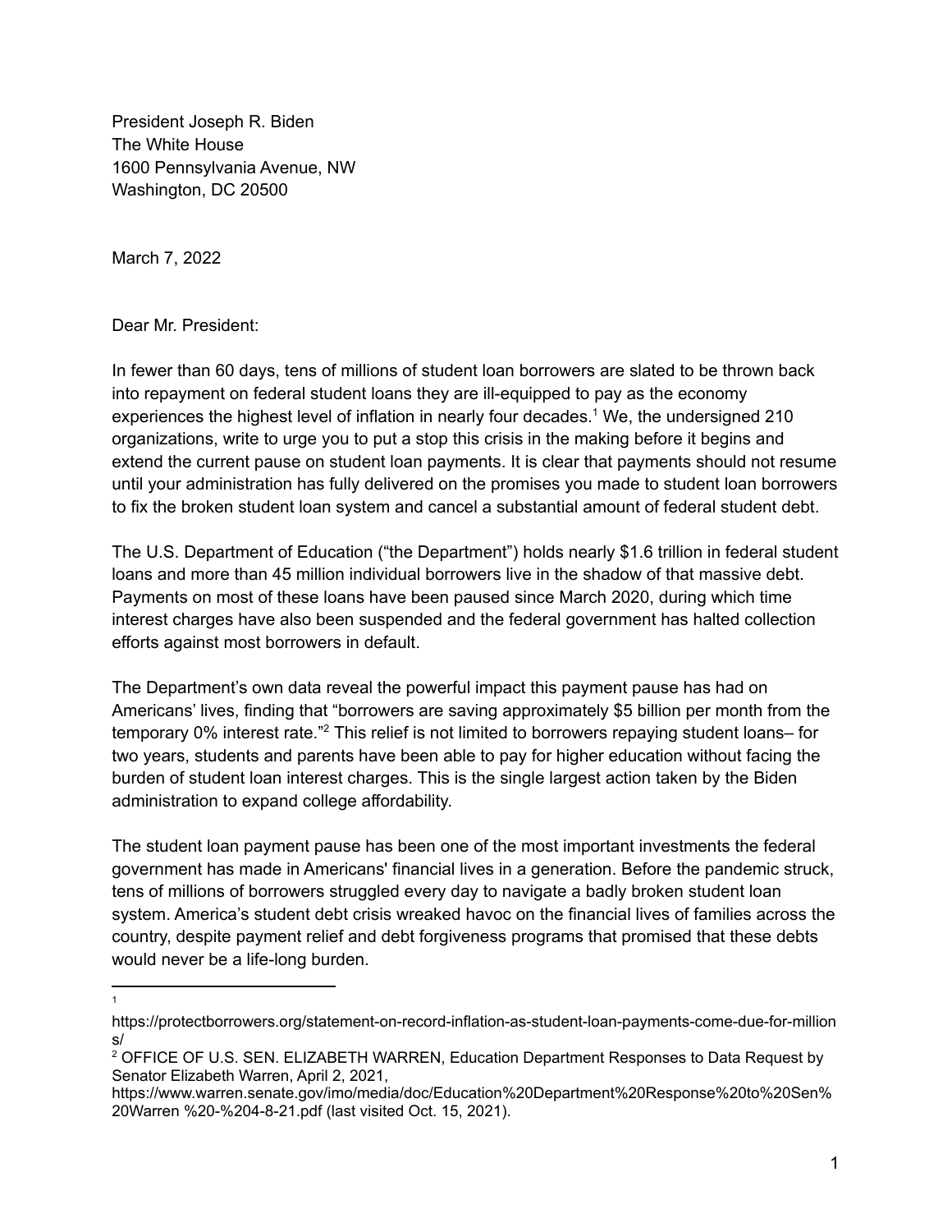President Joseph R. Biden
The White House
1600 Pennsylvania Avenue, NW
Washington, DC 20500

March 7, 2022

Dear Mr. President:

In fewer than 60 days, tens of millions of student loan borrowers are slated to be thrown back into repayment on federal student loans they are ill-equipped to pay as the economy experiences the highest level of inflation in nearly four decades.[1] We, the undersigned 210 organizations, write to urge you to put a stop this crisis in the making before it begins and extend the current pause on student loan payments. It is clear that payments should not resume until your administration has fully delivered on the promises you made to student loan borrowers to fix the broken student loan system and cancel a substantial amount of federal student debt.

The U.S. Department of Education ("the Department") holds nearly $1.6 trillion in federal student loans and more than 45 million individual borrowers live in the shadow of that massive debt. Payments on most of these loans have been paused since March 2020, during which time interest charges have also been suspended and the federal government has halted collection efforts against most borrowers in default.

The Department's own data reveal the powerful impact this payment pause has had on Americans' lives, finding that "borrowers are saving approximately $5 billion per month from the temporary 0% interest rate."[2] This relief is not limited to borrowers repaying student loans– for two years, students and parents have been able to pay for higher education without facing the burden of student loan interest charges. This is the single largest action taken by the Biden administration to expand college affordability.

The student loan payment pause has been one of the most important investments the federal government has made in Americans' financial lives in a generation. Before the pandemic struck, tens of millions of borrowers struggled every day to navigate a badly broken student loan system. America's student debt crisis wreaked havoc on the financial lives of families across the country, despite payment relief and debt forgiveness programs that promised that these debts would never be a life-long burden.

---

[1] https://protectborrowers.org/statement-on-record-inflation-as-student-loan-payments-come-due-for-millions/

[2] OFFICE OF U.S. SEN. ELIZABETH WARREN, Education Department Responses to Data Request by Senator Elizabeth Warren, April 2, 2021, https://www.warren.senate.gov/imo/media/doc/Education%20Department%20Response%20to%20Sen%20Warren %20-%204-8-21.pdf (last visited Oct. 15, 2021).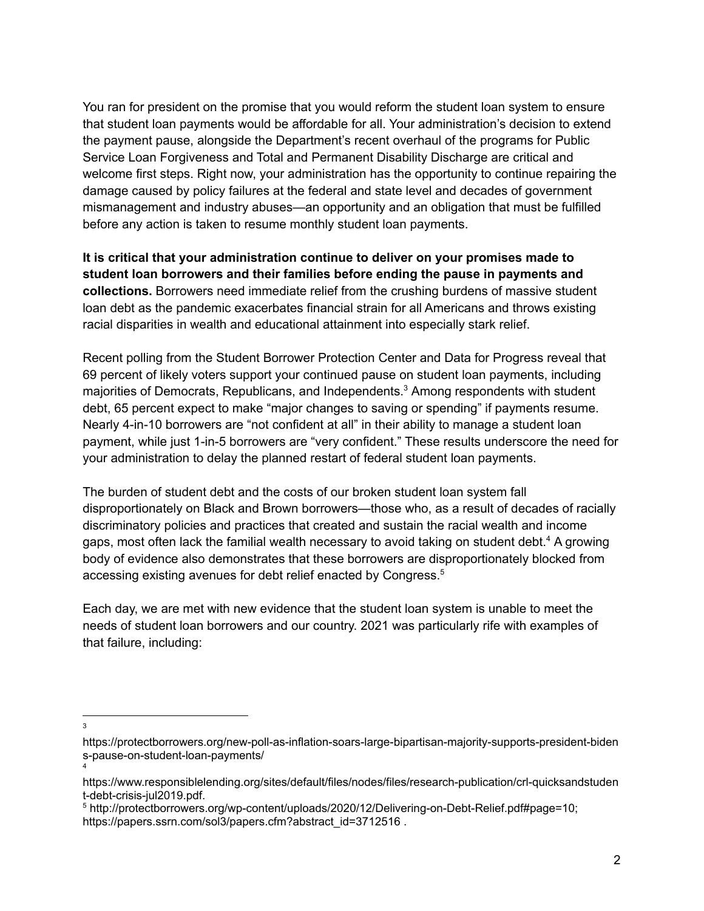You ran for president on the promise that you would reform the student loan system to ensure that student loan payments would be affordable for all. Your administration's decision to extend the payment pause, alongside the Department's recent overhaul of the programs for Public Service Loan Forgiveness and Total and Permanent Disability Discharge are critical and welcome first steps. Right now, your administration has the opportunity to continue repairing the damage caused by policy failures at the federal and state level and decades of government mismanagement and industry abuses—an opportunity and an obligation that must be fulfilled before any action is taken to resume monthly student loan payments.

**It is critical that your administration continue to deliver on your promises made to student loan borrowers and their families before ending the pause in payments and collections.** Borrowers need immediate relief from the crushing burdens of massive student loan debt as the pandemic exacerbates financial strain for all Americans and throws existing racial disparities in wealth and educational attainment into especially stark relief.

Recent polling from the Student Borrower Protection Center and Data for Progress reveal that 69 percent of likely voters support your continued pause on student loan payments, including majorities of Democrats, Republicans, and Independents.[3] Among respondents with student debt, 65 percent expect to make "major changes to saving or spending" if payments resume. Nearly 4-in-10 borrowers are "not confident at all" in their ability to manage a student loan payment, while just 1-in-5 borrowers are "very confident." These results underscore the need for your administration to delay the planned restart of federal student loan payments.

The burden of student debt and the costs of our broken student loan system fall disproportionately on Black and Brown borrowers—those who, as a result of decades of racially discriminatory policies and practices that created and sustain the racial wealth and income gaps, most often lack the familial wealth necessary to avoid taking on student debt.[4] A growing body of evidence also demonstrates that these borrowers are disproportionately blocked from accessing existing avenues for debt relief enacted by Congress.[5]

Each day, we are met with new evidence that the student loan system is unable to meet the needs of student loan borrowers and our country. 2021 was particularly rife with examples of that failure, including:

---

[3] https://protectborrowers.org/new-poll-as-inflation-soars-large-bipartisan-majority-supports-president-bidens-pause-on-student-loan-payments/

[4] https://www.responsiblelending.org/sites/default/files/nodes/files/research-publication/crl-quicksandstudent-debt-crisis-jul2019.pdf.

[5] http://protectborrowers.org/wp-content/uploads/2020/12/Delivering-on-Debt-Relief.pdf#page=10; https://papers.ssrn.com/sol3/papers.cfm?abstract_id=3712516 .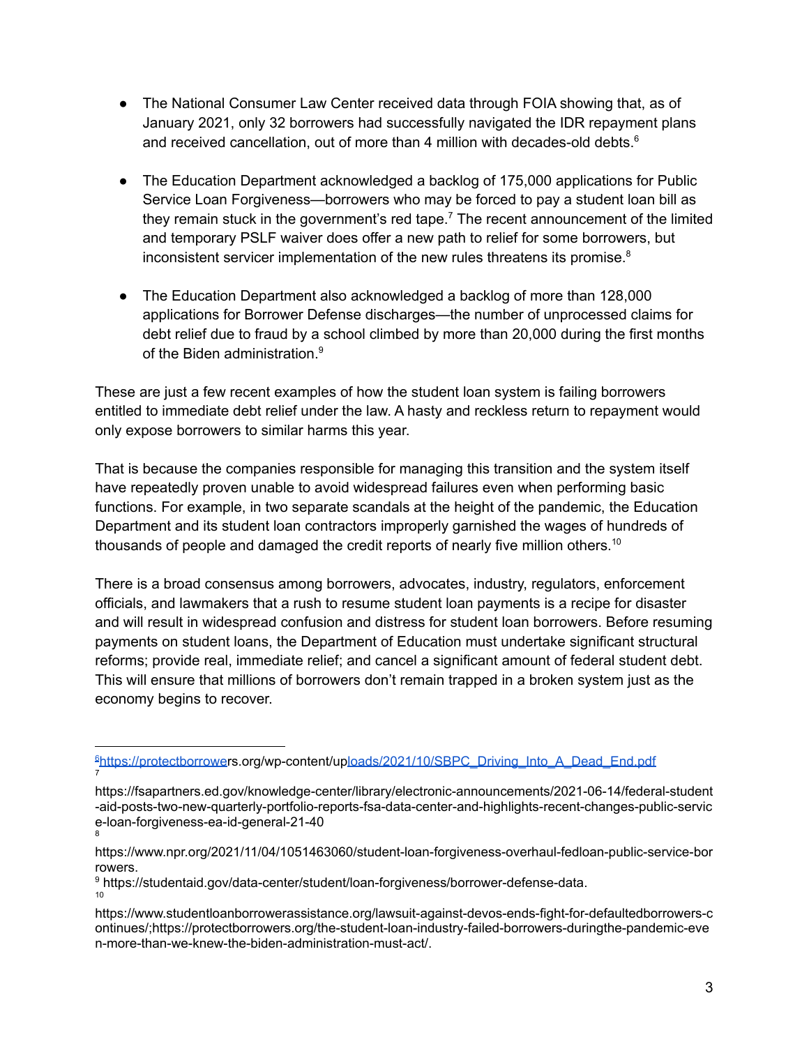- The National Consumer Law Center received data through FOIA showing that, as of January 2021, only 32 borrowers had successfully navigated the IDR repayment plans and received cancellation, out of more than 4 million with decades-old debts.[6]

- The Education Department acknowledged a backlog of 175,000 applications for Public Service Loan Forgiveness—borrowers who may be forced to pay a student loan bill as they remain stuck in the government's red tape.[7] The recent announcement of the limited and temporary PSLF waiver does offer a new path to relief for some borrowers, but inconsistent servicer implementation of the new rules threatens its promise.[8]

- The Education Department also acknowledged a backlog of more than 128,000 applications for Borrower Defense discharges—the number of unprocessed claims for debt relief due to fraud by a school climbed by more than 20,000 during the first months of the Biden administration.[9]

These are just a few recent examples of how the student loan system is failing borrowers entitled to immediate debt relief under the law. A hasty and reckless return to repayment would only expose borrowers to similar harms this year.

That is because the companies responsible for managing this transition and the system itself have repeatedly proven unable to avoid widespread failures even when performing basic functions. For example, in two separate scandals at the height of the pandemic, the Education Department and its student loan contractors improperly garnished the wages of hundreds of thousands of people and damaged the credit reports of nearly five million others.[10]

There is a broad consensus among borrowers, advocates, industry, regulators, enforcement officials, and lawmakers that a rush to resume student loan payments is a recipe for disaster and will result in widespread confusion and distress for student loan borrowers. Before resuming payments on student loans, the Department of Education must undertake significant structural reforms; provide real, immediate relief; and cancel a significant amount of federal student debt. This will ensure that millions of borrowers don't remain trapped in a broken system just as the economy begins to recover.

---

[6] https://protectborrowers.org/wp-content/uploads/2021/10/SBPC_Driving_Into_A_Dead_End.pdf

[7] https://fsapartners.ed.gov/knowledge-center/library/electronic-announcements/2021-06-14/federal-student-aid-posts-two-new-quarterly-portfolio-reports-fsa-data-center-and-highlights-recent-changes-public-service-loan-forgiveness-ea-id-general-21-40

[8] https://www.npr.org/2021/11/04/1051463060/student-loan-forgiveness-overhaul-fedloan-public-service-borrowers.

[9] https://studentaid.gov/data-center/student/loan-forgiveness/borrower-defense-data.

[10] https://www.studentloanborrowerassistance.org/lawsuit-against-devos-ends-fight-for-defaultedborrowers-continues/;https://protectborrowers.org/the-student-loan-industry-failed-borrowers-duringthe-pandemic-even-more-than-we-knew-the-biden-administration-must-act/.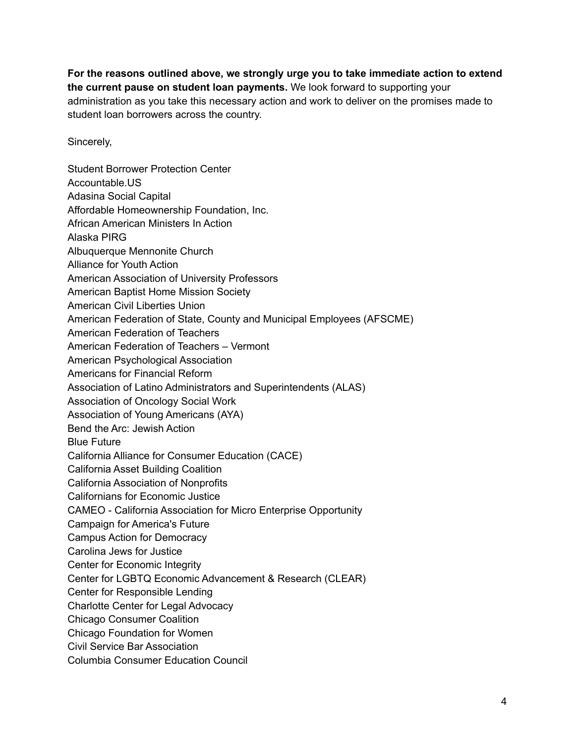**For the reasons outlined above, we strongly urge you to take immediate action to extend the current pause on student loan payments.** We look forward to supporting your administration as you take this necessary action and work to deliver on the promises made to student loan borrowers across the country.

Sincerely,

Student Borrower Protection Center
Accountable.US
Adasina Social Capital
Affordable Homeownership Foundation, Inc.
African American Ministers In Action
Alaska PIRG
Albuquerque Mennonite Church
Alliance for Youth Action
American Association of University Professors
American Baptist Home Mission Society
American Civil Liberties Union
American Federation of State, County and Municipal Employees (AFSCME)
American Federation of Teachers
American Federation of Teachers – Vermont
American Psychological Association
Americans for Financial Reform
Association of Latino Administrators and Superintendents (ALAS)
Association of Oncology Social Work
Association of Young Americans (AYA)
Bend the Arc: Jewish Action
Blue Future
California Alliance for Consumer Education (CACE)
California Asset Building Coalition
California Association of Nonprofits
Californians for Economic Justice
CAMEO - California Association for Micro Enterprise Opportunity
Campaign for America's Future
Campus Action for Democracy
Carolina Jews for Justice
Center for Economic Integrity
Center for LGBTQ Economic Advancement & Research (CLEAR)
Center for Responsible Lending
Charlotte Center for Legal Advocacy
Chicago Consumer Coalition
Chicago Foundation for Women
Civil Service Bar Association
Columbia Consumer Education Council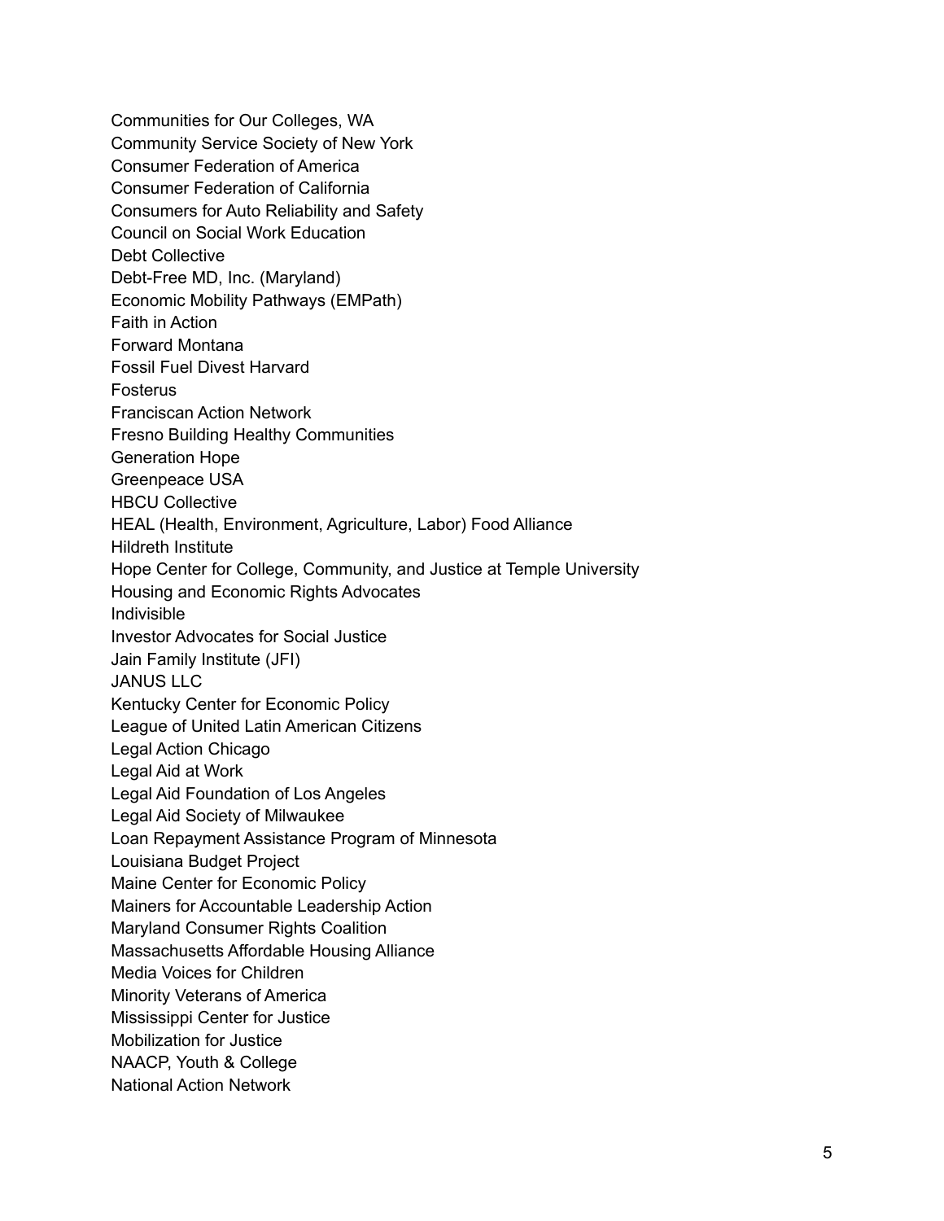Communities for Our Colleges, WA
Community Service Society of New York
Consumer Federation of America
Consumer Federation of California
Consumers for Auto Reliability and Safety
Council on Social Work Education
Debt Collective
Debt-Free MD, Inc. (Maryland)
Economic Mobility Pathways (EMPath)
Faith in Action
Forward Montana
Fossil Fuel Divest Harvard
Fosterus
Franciscan Action Network
Fresno Building Healthy Communities
Generation Hope
Greenpeace USA
HBCU Collective
HEAL (Health, Environment, Agriculture, Labor) Food Alliance
Hildreth Institute
Hope Center for College, Community, and Justice at Temple University
Housing and Economic Rights Advocates
Indivisible
Investor Advocates for Social Justice
Jain Family Institute (JFI)
JANUS LLC
Kentucky Center for Economic Policy
League of United Latin American Citizens
Legal Action Chicago
Legal Aid at Work
Legal Aid Foundation of Los Angeles
Legal Aid Society of Milwaukee
Loan Repayment Assistance Program of Minnesota
Louisiana Budget Project
Maine Center for Economic Policy
Mainers for Accountable Leadership Action
Maryland Consumer Rights Coalition
Massachusetts Affordable Housing Alliance
Media Voices for Children
Minority Veterans of America
Mississippi Center for Justice
Mobilization for Justice
NAACP, Youth & College
National Action Network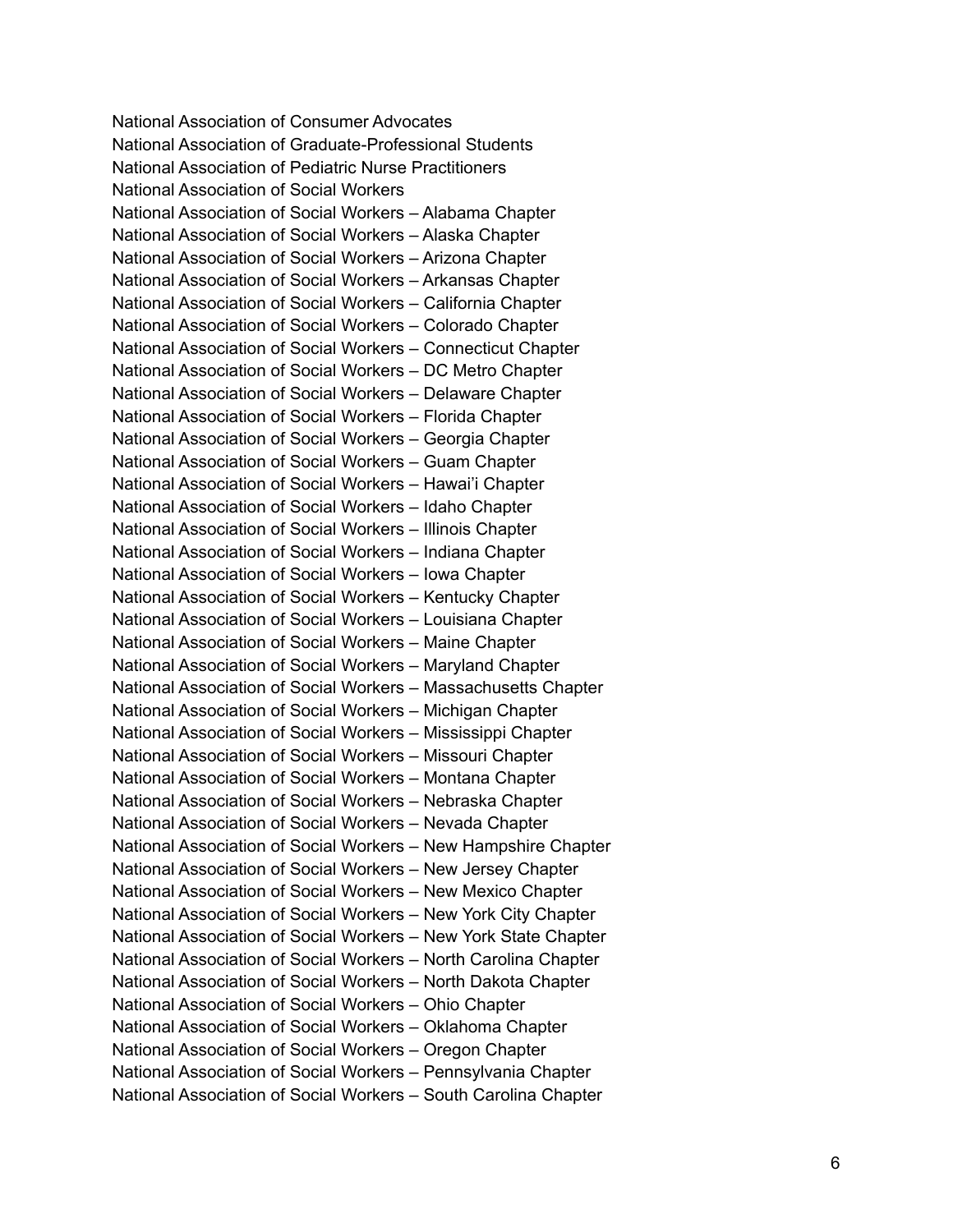National Association of Consumer Advocates
National Association of Graduate-Professional Students
National Association of Pediatric Nurse Practitioners
National Association of Social Workers
National Association of Social Workers – Alabama Chapter
National Association of Social Workers – Alaska Chapter
National Association of Social Workers – Arizona Chapter
National Association of Social Workers – Arkansas Chapter
National Association of Social Workers – California Chapter
National Association of Social Workers – Colorado Chapter
National Association of Social Workers – Connecticut Chapter
National Association of Social Workers – DC Metro Chapter
National Association of Social Workers – Delaware Chapter
National Association of Social Workers – Florida Chapter
National Association of Social Workers – Georgia Chapter
National Association of Social Workers – Guam Chapter
National Association of Social Workers – Hawai'i Chapter
National Association of Social Workers – Idaho Chapter
National Association of Social Workers – Illinois Chapter
National Association of Social Workers – Indiana Chapter
National Association of Social Workers – Iowa Chapter
National Association of Social Workers – Kentucky Chapter
National Association of Social Workers – Louisiana Chapter
National Association of Social Workers – Maine Chapter
National Association of Social Workers – Maryland Chapter
National Association of Social Workers – Massachusetts Chapter
National Association of Social Workers – Michigan Chapter
National Association of Social Workers – Mississippi Chapter
National Association of Social Workers – Missouri Chapter
National Association of Social Workers – Montana Chapter
National Association of Social Workers – Nebraska Chapter
National Association of Social Workers – Nevada Chapter
National Association of Social Workers – New Hampshire Chapter
National Association of Social Workers – New Jersey Chapter
National Association of Social Workers – New Mexico Chapter
National Association of Social Workers – New York City Chapter
National Association of Social Workers – New York State Chapter
National Association of Social Workers – North Carolina Chapter
National Association of Social Workers – North Dakota Chapter
National Association of Social Workers – Ohio Chapter
National Association of Social Workers – Oklahoma Chapter
National Association of Social Workers – Oregon Chapter
National Association of Social Workers – Pennsylvania Chapter
National Association of Social Workers – South Carolina Chapter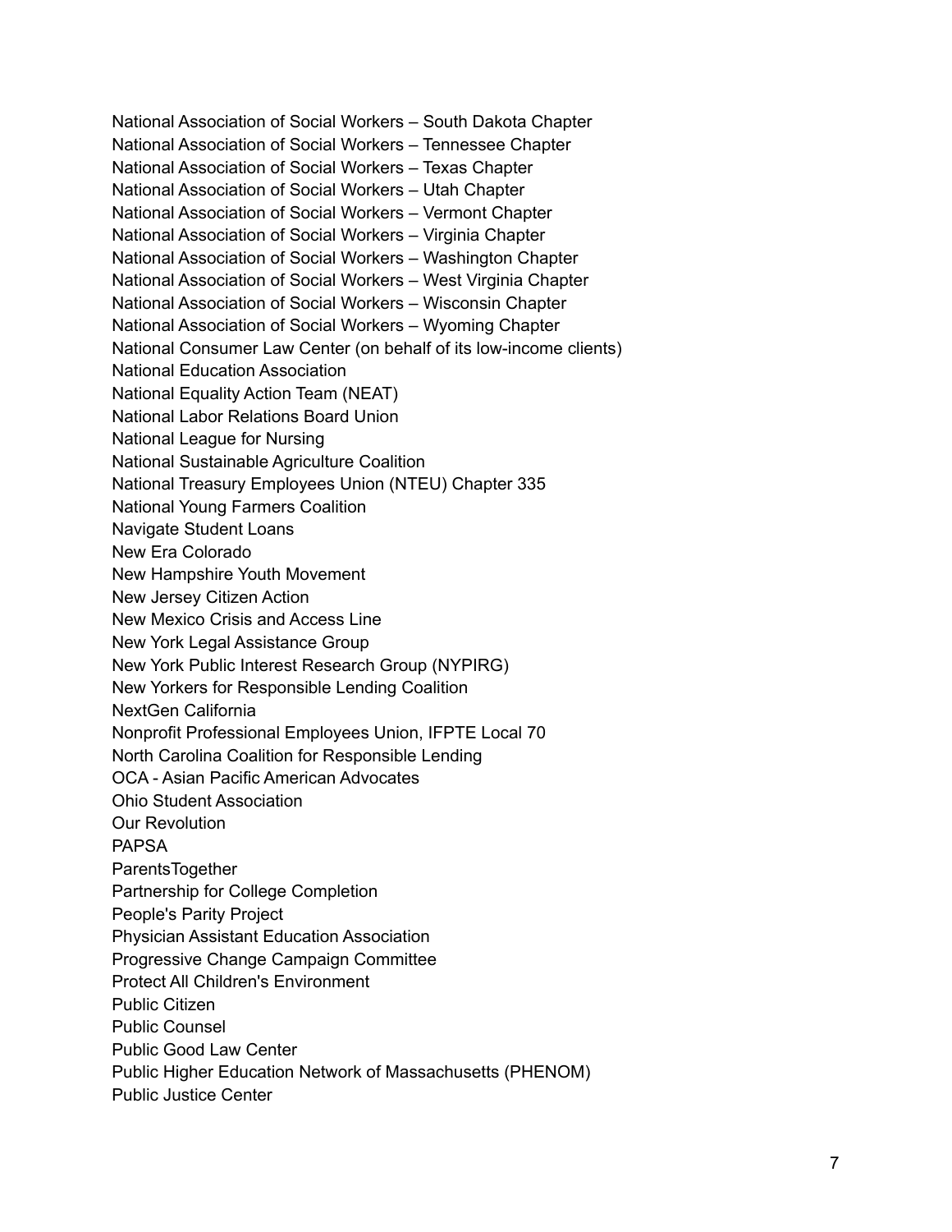National Association of Social Workers – South Dakota Chapter
National Association of Social Workers – Tennessee Chapter
National Association of Social Workers – Texas Chapter
National Association of Social Workers – Utah Chapter
National Association of Social Workers – Vermont Chapter
National Association of Social Workers – Virginia Chapter
National Association of Social Workers – Washington Chapter
National Association of Social Workers – West Virginia Chapter
National Association of Social Workers – Wisconsin Chapter
National Association of Social Workers – Wyoming Chapter
National Consumer Law Center (on behalf of its low-income clients)
National Education Association
National Equality Action Team (NEAT)
National Labor Relations Board Union
National League for Nursing
National Sustainable Agriculture Coalition
National Treasury Employees Union (NTEU) Chapter 335
National Young Farmers Coalition
Navigate Student Loans
New Era Colorado
New Hampshire Youth Movement
New Jersey Citizen Action
New Mexico Crisis and Access Line
New York Legal Assistance Group
New York Public Interest Research Group (NYPIRG)
New Yorkers for Responsible Lending Coalition
NextGen California
Nonprofit Professional Employees Union, IFPTE Local 70
North Carolina Coalition for Responsible Lending
OCA - Asian Pacific American Advocates
Ohio Student Association
Our Revolution
PAPSA
ParentsTogether
Partnership for College Completion
People's Parity Project
Physician Assistant Education Association
Progressive Change Campaign Committee
Protect All Children's Environment
Public Citizen
Public Counsel
Public Good Law Center
Public Higher Education Network of Massachusetts (PHENOM)
Public Justice Center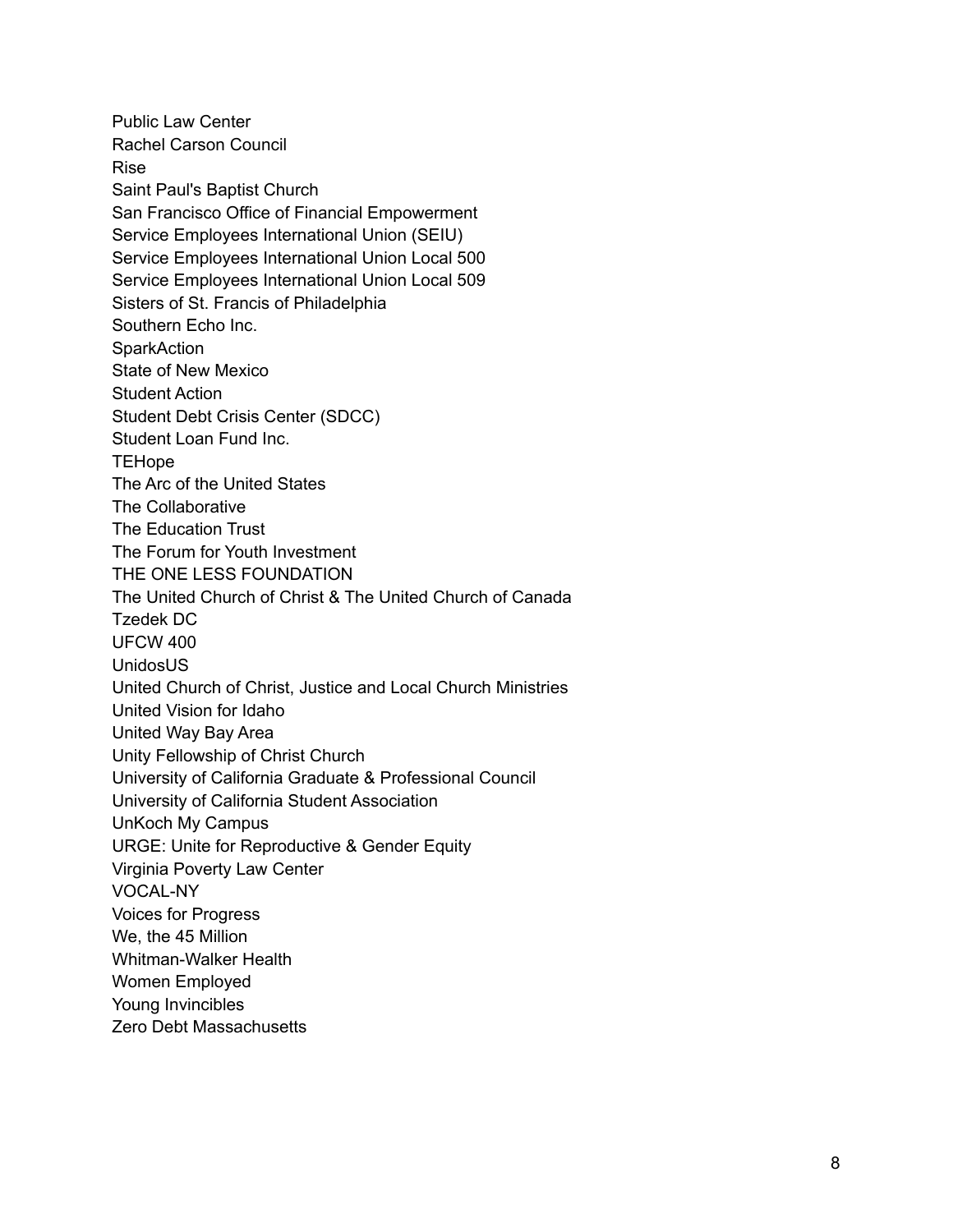Public Law Center
Rachel Carson Council
Rise
Saint Paul's Baptist Church
San Francisco Office of Financial Empowerment
Service Employees International Union (SEIU)
Service Employees International Union Local 500
Service Employees International Union Local 509
Sisters of St. Francis of Philadelphia
Southern Echo Inc.
SparkAction
State of New Mexico
Student Action
Student Debt Crisis Center (SDCC)
Student Loan Fund Inc.
TEHope
The Arc of the United States
The Collaborative
The Education Trust
The Forum for Youth Investment
THE ONE LESS FOUNDATION
The United Church of Christ & The United Church of Canada
Tzedek DC
UFCW 400
UnidosUS
United Church of Christ, Justice and Local Church Ministries
United Vision for Idaho
United Way Bay Area
Unity Fellowship of Christ Church
University of California Graduate & Professional Council
University of California Student Association
UnKoch My Campus
URGE: Unite for Reproductive & Gender Equity
Virginia Poverty Law Center
VOCAL-NY
Voices for Progress
We, the 45 Million
Whitman-Walker Health
Women Employed
Young Invincibles
Zero Debt Massachusetts